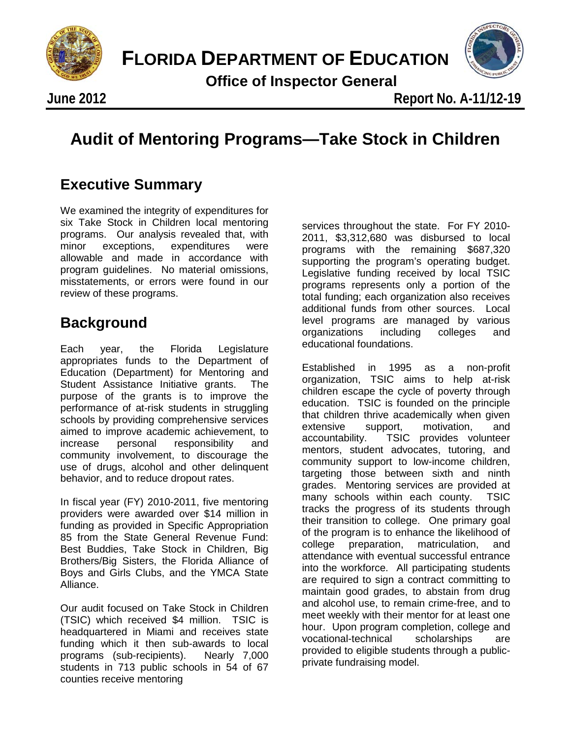# FLORIDA DEPARTMENT OF EDUCATION

**Office of Inspector General**

**June 2012** **Report No. A-11/12-19**

# Audit of Mentoring Programs—Take Stock in Children

## Executive Summary

We examined the integrity of expenditures for six Take Stock in Children local mentoring programs. Our analysis revealed that, with minor exceptions, expenditures were allowable and made in accordance with program guidelines. No material omissions, misstatements, or errors were found in our review of these programs.

## Background

Each year, the Florida Legislature appropriates funds to the Department of Education (Department) for Mentoring and Student Assistance Initiative grants. The purpose of the grants is to improve the performance of at-risk students in struggling schools by providing comprehensive services aimed to improve academic achievement, to increase personal responsibility and community involvement, to discourage the use of drugs, alcohol and other delinquent behavior, and to reduce dropout rates.

In fiscal year (FY) 2010-2011, five mentoring providers were awarded over $14 million in funding as provided in Specific Appropriation 85 from the State General Revenue Fund: Best Buddies, Take Stock in Children, Big Brothers/Big Sisters, the Florida Alliance of Boys and Girls Clubs, and the YMCA State Alliance.

Our audit focused on Take Stock in Children (TSIC) which received $4 million. TSIC is headquartered in Miami and receives state funding which it then sub-awards to local programs (sub-recipients). Nearly 7,000 students in 713 public schools in 54 of 67 counties receive mentoring services throughout the state. For FY 2010-2011, $3,312,680 was disbursed to local programs with the remaining $687,320 supporting the program's operating budget. Legislative funding received by local TSIC programs represents only a portion of the total funding; each organization also receives additional funds from other sources. Local level programs are managed by various organizations including colleges and educational foundations.

Established in 1995 as a non-profit organization, TSIC aims to help at-risk children escape the cycle of poverty through education. TSIC is founded on the principle that children thrive academically when given extensive support, motivation, and accountability. TSIC provides volunteer mentors, student advocates, tutoring, and community support to low-income children, targeting those between sixth and ninth grades. Mentoring services are provided at many schools within each county. TSIC tracks the progress of its students through their transition to college. One primary goal of the program is to enhance the likelihood of college preparation, matriculation, and attendance with eventual successful entrance into the workforce. All participating students are required to sign a contract committing to maintain good grades, to abstain from drug and alcohol use, to remain crime-free, and to meet weekly with their mentor for at least one hour. Upon program completion, college and vocational-technical scholarships are provided to eligible students through a public-private fundraising model.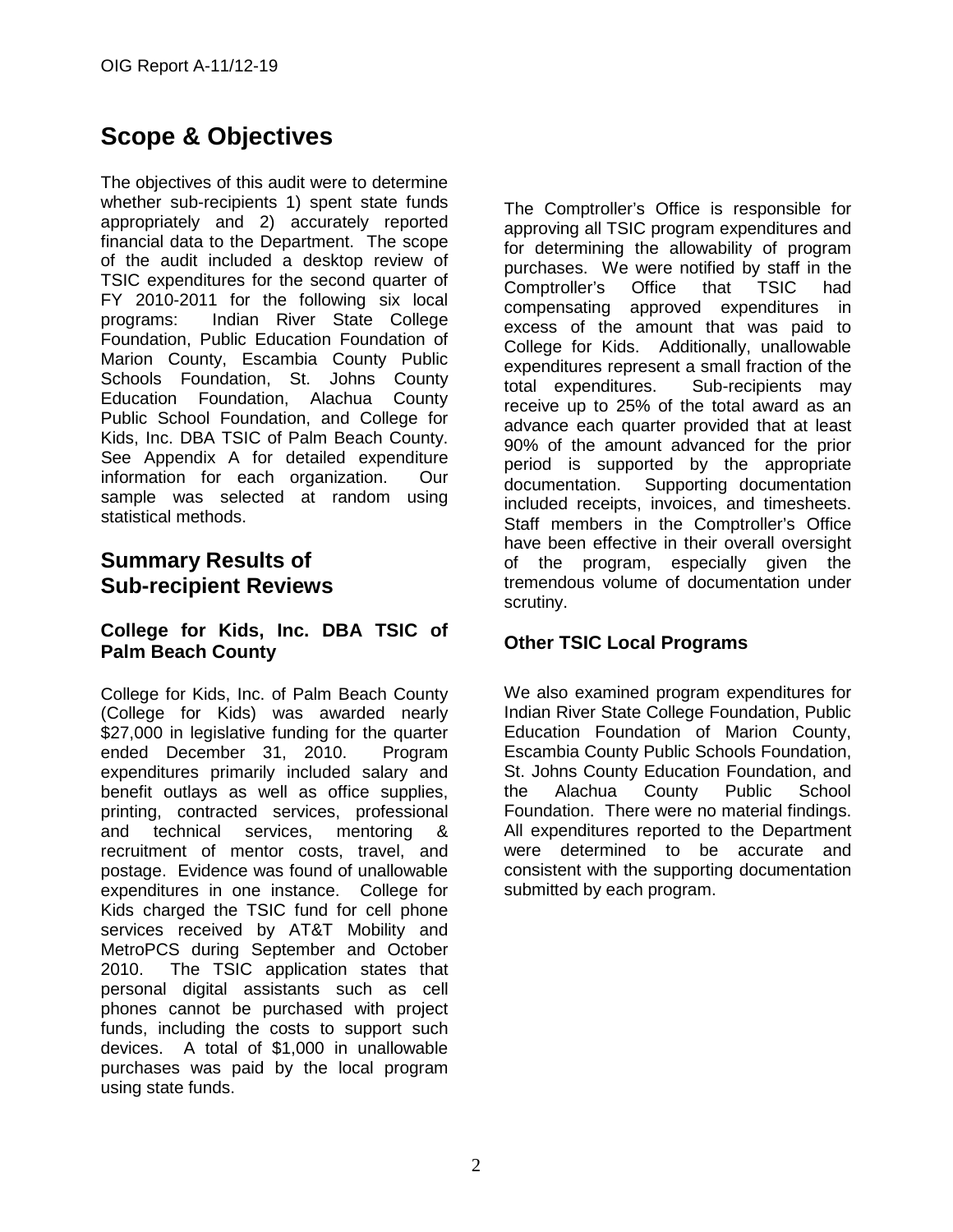# Scope & Objectives

The objectives of this audit were to determine whether sub-recipients 1) spent state funds appropriately and 2) accurately reported financial data to the Department. The scope of the audit included a desktop review of TSIC expenditures for the second quarter of FY 2010-2011 for the following six local programs: Indian River State College Foundation, Public Education Foundation of Marion County, Escambia County Public Schools Foundation, St. Johns County Education Foundation, Alachua County Public School Foundation, and College for Kids, Inc. DBA TSIC of Palm Beach County. See Appendix A for detailed expenditure information for each organization. Our sample was selected at random using statistical methods.

## Summary Results of Sub-recipient Reviews

### College for Kids, Inc. DBA TSIC of Palm Beach County

College for Kids, Inc. of Palm Beach County (College for Kids) was awarded nearly $27,000 in legislative funding for the quarter ended December 31, 2010. Program expenditures primarily included salary and benefit outlays as well as office supplies, printing, contracted services, professional and technical services, mentoring & recruitment of mentor costs, travel, and postage. Evidence was found of unallowable expenditures in one instance. College for Kids charged the TSIC fund for cell phone services received by AT&T Mobility and MetroPCS during September and October 2010. The TSIC application states that personal digital assistants such as cell phones cannot be purchased with project funds, including the costs to support such devices. A total of $1,000 in unallowable purchases was paid by the local program using state funds.

The Comptroller's Office is responsible for approving all TSIC program expenditures and for determining the allowability of program purchases. We were notified by staff in the Comptroller's Office that TSIC had compensating approved expenditures in excess of the amount that was paid to College for Kids. Additionally, unallowable expenditures represent a small fraction of the total expenditures. Sub-recipients may receive up to 25% of the total award as an advance each quarter provided that at least 90% of the amount advanced for the prior period is supported by the appropriate documentation. Supporting documentation included receipts, invoices, and timesheets. Staff members in the Comptroller's Office have been effective in their overall oversight of the program, especially given the tremendous volume of documentation under scrutiny.

### Other TSIC Local Programs

We also examined program expenditures for Indian River State College Foundation, Public Education Foundation of Marion County, Escambia County Public Schools Foundation, St. Johns County Education Foundation, and the Alachua County Public School Foundation. There were no material findings. All expenditures reported to the Department were determined to be accurate and consistent with the supporting documentation submitted by each program.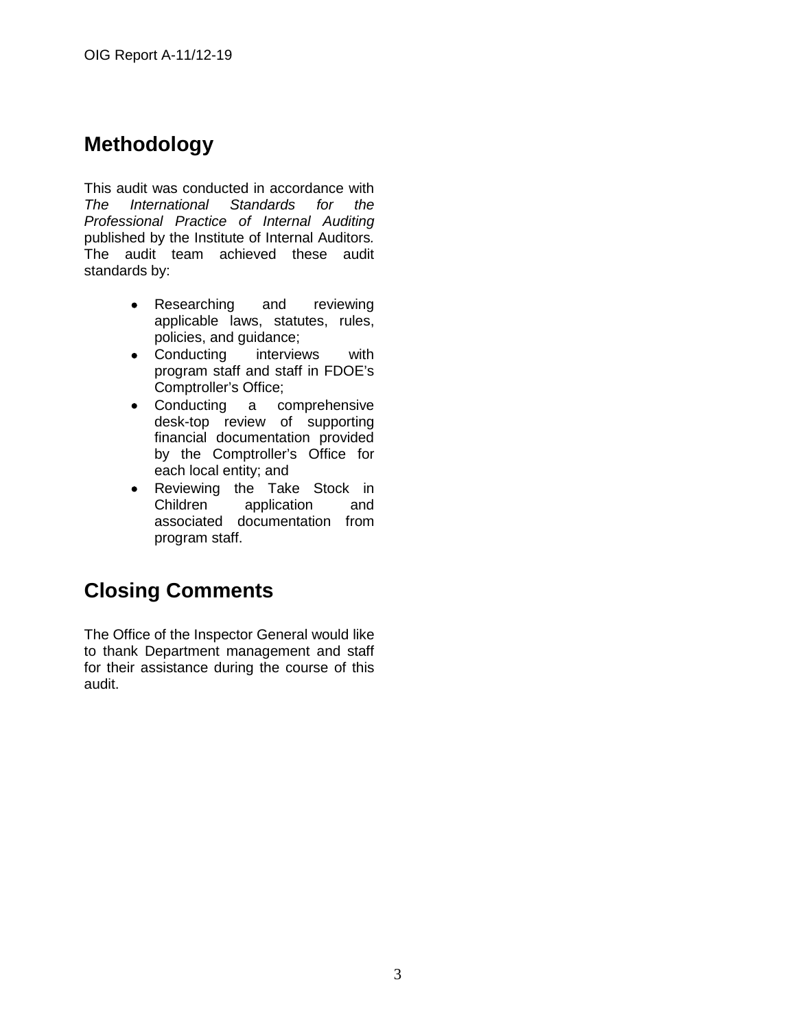## Methodology

This audit was conducted in accordance with *The International Standards for the Professional Practice of Internal Auditing* published by the Institute of Internal Auditors. The audit team achieved these audit standards by:

- Researching and reviewing applicable laws, statutes, rules, policies, and guidance;
- Conducting interviews with program staff and staff in FDOE's Comptroller's Office;
- Conducting a comprehensive desk-top review of supporting financial documentation provided by the Comptroller's Office for each local entity; and
- Reviewing the Take Stock in Children application and associated documentation from program staff.

## Closing Comments

The Office of the Inspector General would like to thank Department management and staff for their assistance during the course of this audit.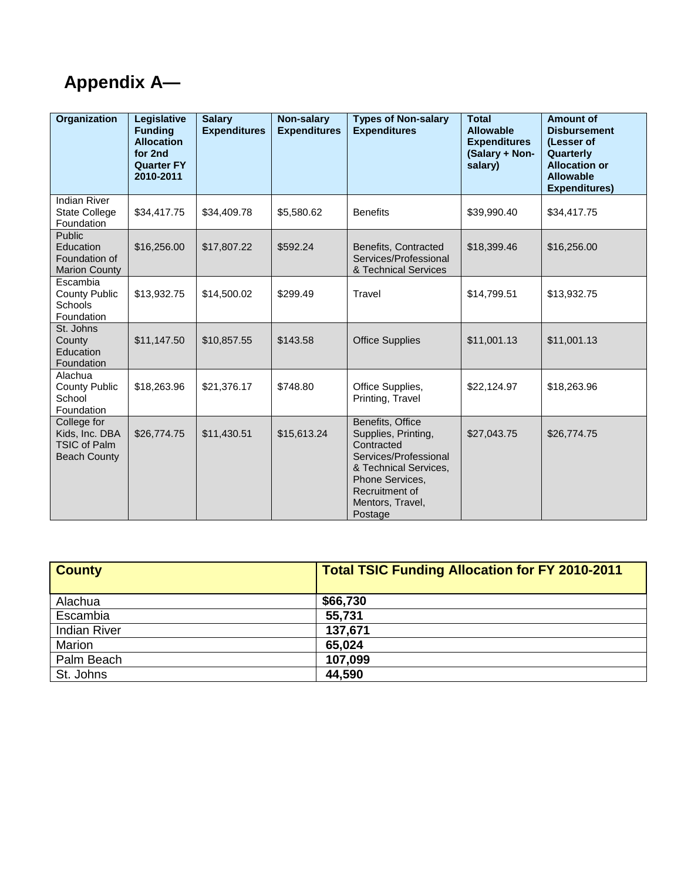# Appendix A—

| Organization | Legislative Funding Allocation for 2nd Quarter FY 2010-2011 | Salary Expenditures | Non-salary Expenditures | Types of Non-salary Expenditures | Total Allowable Expenditures (Salary + Non-salary) | Amount of Disbursement (Lesser of Quarterly Allocation or Allowable Expenditures) |
|---|---|---|---|---|---|---|
| Indian River State College Foundation | $34,417.75 | $34,409.78 | $5,580.62 | Benefits | $39,990.40 | $34,417.75 |
| Public Education Foundation of Marion County | $16,256.00 | $17,807.22 | $592.24 | Benefits, Contracted Services/Professional & Technical Services | $18,399.46 | $16,256.00 |
| Escambia County Public Schools Foundation | $13,932.75 | $14,500.02 | $299.49 | Travel | $14,799.51 | $13,932.75 |
| St. Johns County Education Foundation | $11,147.50 | $10,857.55 | $143.58 | Office Supplies | $11,001.13 | $11,001.13 |
| Alachua County Public School Foundation | $18,263.96 | $21,376.17 | $748.80 | Office Supplies, Printing, Travel | $22,124.97 | $18,263.96 |
| College for Kids, Inc. DBA TSIC of Palm Beach County | $26,774.75 | $11,430.51 | $15,613.24 | Benefits, Office Supplies, Printing, Contracted Services/Professional & Technical Services, Phone Services, Recruitment of Mentors, Travel, Postage | $27,043.75 | $26,774.75 |

| County | Total TSIC Funding Allocation for FY 2010-2011 |
|---|---|
| Alachua | **$66,730** |
| Escambia | **55,731** |
| Indian River | **137,671** |
| Marion | **65,024** |
| Palm Beach | **107,099** |
| St. Johns | **44,590** |